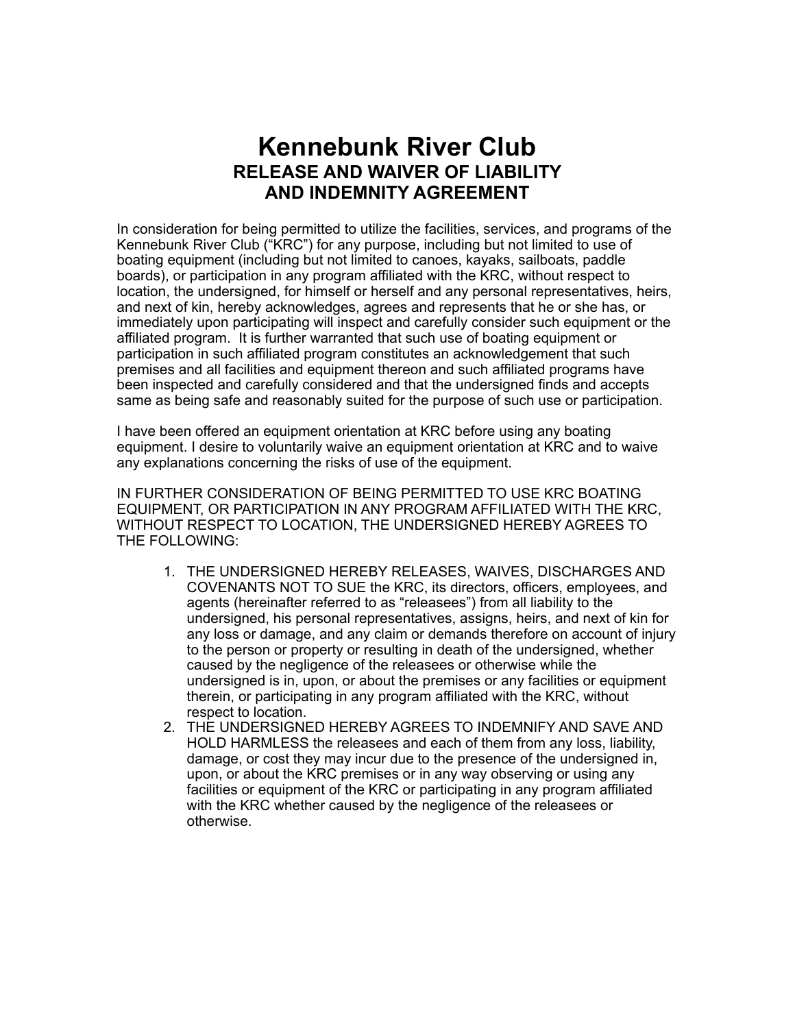# Kennebunk River Club

## RELEASE AND WAIVER OF LIABILITY AND INDEMNITY AGREEMENT

In consideration for being permitted to utilize the facilities, services, and programs of the Kennebunk River Club ("KRC") for any purpose, including but not limited to use of boating equipment (including but not limited to canoes, kayaks, sailboats, paddle boards), or participation in any program affiliated with the KRC, without respect to location, the undersigned, for himself or herself and any personal representatives, heirs, and next of kin, hereby acknowledges, agrees and represents that he or she has, or immediately upon participating will inspect and carefully consider such equipment or the affiliated program.  It is further warranted that such use of boating equipment or participation in such affiliated program constitutes an acknowledgement that such premises and all facilities and equipment thereon and such affiliated programs have been inspected and carefully considered and that the undersigned finds and accepts same as being safe and reasonably suited for the purpose of such use or participation.

I have been offered an equipment orientation at KRC before using any boating equipment. I desire to voluntarily waive an equipment orientation at KRC and to waive any explanations concerning the risks of use of the equipment.

IN FURTHER CONSIDERATION OF BEING PERMITTED TO USE KRC BOATING EQUIPMENT, OR PARTICIPATION IN ANY PROGRAM AFFILIATED WITH THE KRC, WITHOUT RESPECT TO LOCATION, THE UNDERSIGNED HEREBY AGREES TO THE FOLLOWING:

1. THE UNDERSIGNED HEREBY RELEASES, WAIVES, DISCHARGES AND COVENANTS NOT TO SUE the KRC, its directors, officers, employees, and agents (hereinafter referred to as "releasees") from all liability to the undersigned, his personal representatives, assigns, heirs, and next of kin for any loss or damage, and any claim or demands therefore on account of injury to the person or property or resulting in death of the undersigned, whether caused by the negligence of the releasees or otherwise while the undersigned is in, upon, or about the premises or any facilities or equipment therein, or participating in any program affiliated with the KRC, without respect to location.
2. THE UNDERSIGNED HEREBY AGREES TO INDEMNIFY AND SAVE AND HOLD HARMLESS the releasees and each of them from any loss, liability, damage, or cost they may incur due to the presence of the undersigned in, upon, or about the KRC premises or in any way observing or using any facilities or equipment of the KRC or participating in any program affiliated with the KRC whether caused by the negligence of the releasees or otherwise.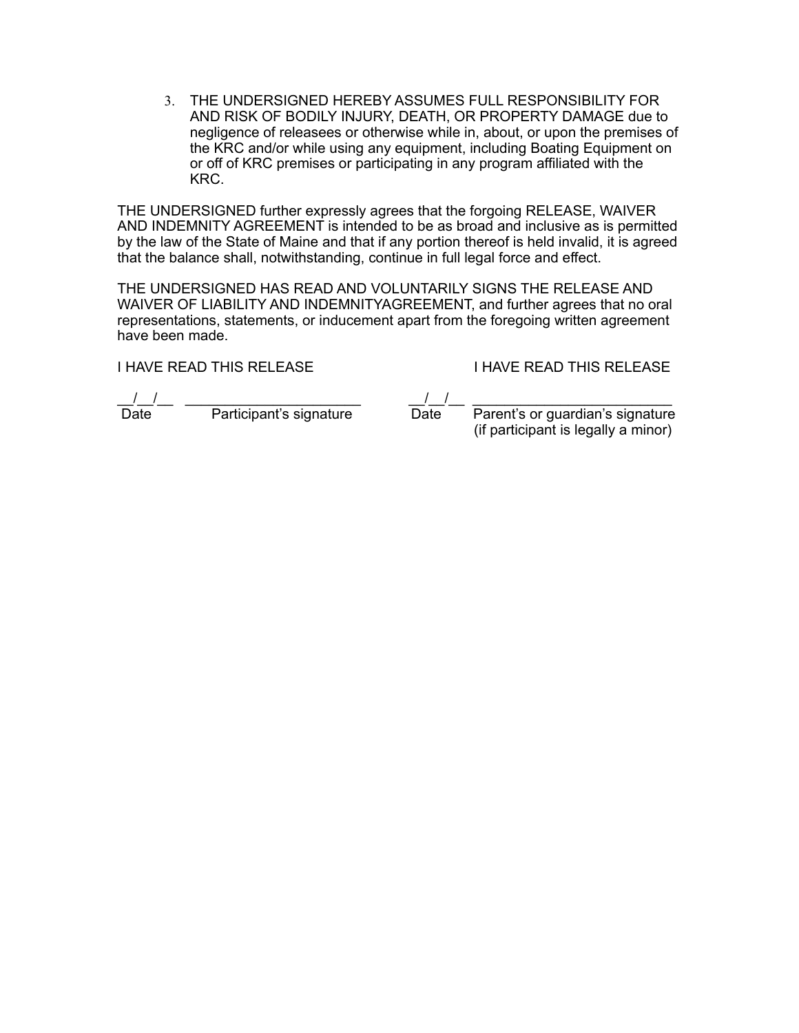3. THE UNDERSIGNED HEREBY ASSUMES FULL RESPONSIBILITY FOR AND RISK OF BODILY INJURY, DEATH, OR PROPERTY DAMAGE due to negligence of releasees or otherwise while in, about, or upon the premises of the KRC and/or while using any equipment, including Boating Equipment on or off of KRC premises or participating in any program affiliated with the KRC.

THE UNDERSIGNED further expressly agrees that the forgoing RELEASE, WAIVER AND INDEMNITY AGREEMENT is intended to be as broad and inclusive as is permitted by the law of the State of Maine and that if any portion thereof is held invalid, it is agreed that the balance shall, notwithstanding, continue in full legal force and effect.

THE UNDERSIGNED HAS READ AND VOLUNTARILY SIGNS THE RELEASE AND WAIVER OF LIABILITY AND INDEMNITYAGREEMENT, and further agrees that no oral representations, statements, or inducement apart from the foregoing written agreement have been made.

I HAVE READ THIS RELEASE

__/__/__ ________________________
Date Participant's signature

I HAVE READ THIS RELEASE

__/__/__ ________________________
Date Parent's or guardian's signature (if participant is legally a minor)